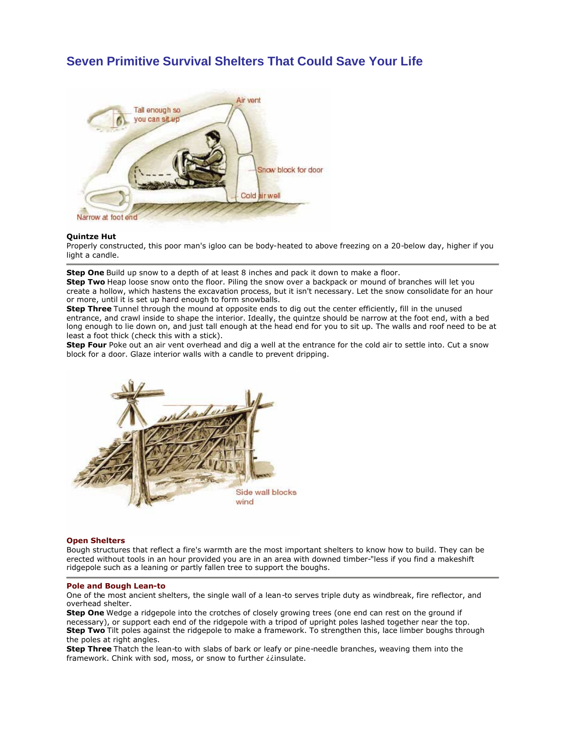# Seven Primitive Survival Shelters That Could Save Your Life

**Quintze Hut**

Properly constructed, this poor man's igloo can be body-heated to above freezing on a 20-below day, higher if you light a candle.

**Step One** Build up snow to a depth of at least 8 inches and pack it down to make a floor.

**Step Two** Heap loose snow onto the floor. Piling the snow over a backpack or mound of branches will let you create a hollow, which hastens the excavation process, but it isn't necessary. Let the snow consolidate for an hour or more, until it is set up hard enough to form snowballs.

**Step Three** Tunnel through the mound at opposite ends to dig out the center efficiently, fill in the unused entrance, and crawl inside to shape the interior. Ideally, the quintze should be narrow at the foot end, with a bed long enough to lie down on, and just tall enough at the head end for you to sit up. The walls and roof need to be at least a foot thick (check this with a stick).

**Step Four** Poke out an air vent overhead and dig a well at the entrance for the cold air to settle into. Cut a snow block for a door. Glaze interior walls with a candle to prevent dripping.

**Open Shelters**

Bough structures that reflect a fire's warmth are the most important shelters to know how to build. They can be erected without tools in an hour provided you are in an area with downed timber-"less if you find a makeshift ridgepole such as a leaning or partly fallen tree to support the boughs.

**Pole and Bough Lean-to**

One of the most ancient shelters, the single wall of a lean-to serves triple duty as windbreak, fire reflector, and overhead shelter.

**Step One** Wedge a ridgepole into the crotches of closely growing trees (one end can rest on the ground if necessary), or support each end of the ridgepole with a tripod of upright poles lashed together near the top.

**Step Two** Tilt poles against the ridgepole to make a framework. To strengthen this, lace limber boughs through the poles at right angles.

**Step Three** Thatch the lean-to with slabs of bark or leafy or pine-needle branches, weaving them into the framework. Chink with sod, moss, or snow to further ¿¿insulate.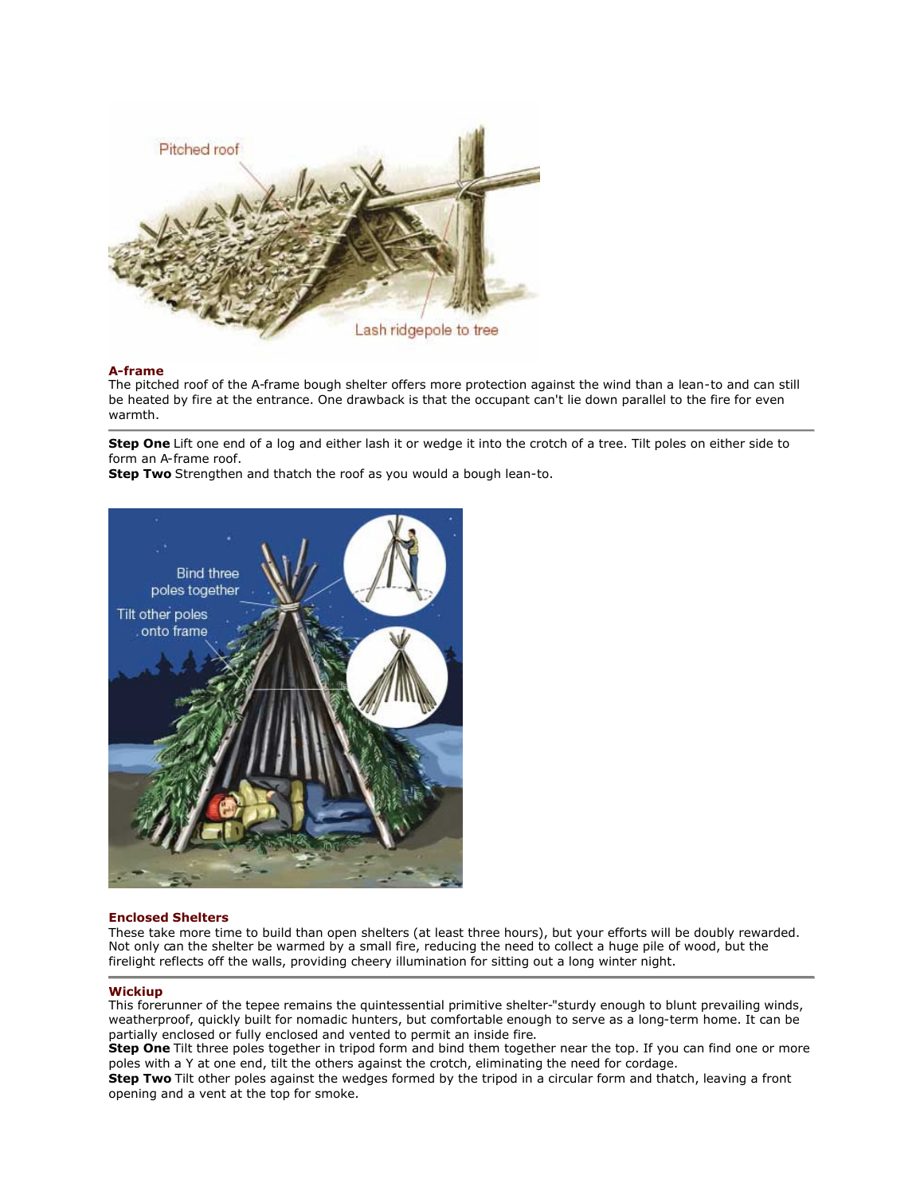### A-frame

The pitched roof of the A-frame bough shelter offers more protection against the wind than a lean-to and can still be heated by fire at the entrance. One drawback is that the occupant can't lie down parallel to the fire for even warmth.

**Step One** Lift one end of a log and either lash it or wedge it into the crotch of a tree. Tilt poles on either side to form an A-frame roof.
**Step Two** Strengthen and thatch the roof as you would a bough lean-to.

### Enclosed Shelters

These take more time to build than open shelters (at least three hours), but your efforts will be doubly rewarded. Not only can the shelter be warmed by a small fire, reducing the need to collect a huge pile of wood, but the firelight reflects off the walls, providing cheery illumination for sitting out a long winter night.

### Wickiup

This forerunner of the tepee remains the quintessential primitive shelter-"sturdy enough to blunt prevailing winds, weatherproof, quickly built for nomadic hunters, but comfortable enough to serve as a long-term home. It can be partially enclosed or fully enclosed and vented to permit an inside fire.
**Step One** Tilt three poles together in tripod form and bind them together near the top. If you can find one or more poles with a Y at one end, tilt the others against the crotch, eliminating the need for cordage.
**Step Two** Tilt other poles against the wedges formed by the tripod in a circular form and thatch, leaving a front opening and a vent at the top for smoke.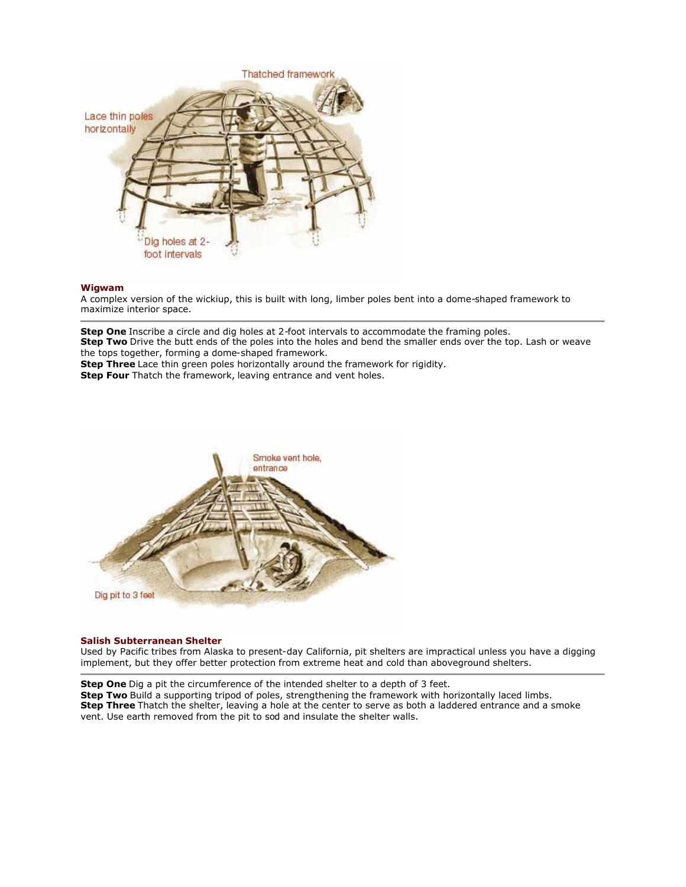**Wigwam**

A complex version of the wickiup, this is built with long, limber poles bent into a dome-shaped framework to maximize interior space.

---

**Step One** Inscribe a circle and dig holes at 2-foot intervals to accommodate the framing poles.
**Step Two** Drive the butt ends of the poles into the holes and bend the smaller ends over the top. Lash or weave the tops together, forming a dome-shaped framework.
**Step Three** Lace thin green poles horizontally around the framework for rigidity.
**Step Four** Thatch the framework, leaving entrance and vent holes.

**Salish Subterranean Shelter**

Used by Pacific tribes from Alaska to present-day California, pit shelters are impractical unless you have a digging implement, but they offer better protection from extreme heat and cold than aboveground shelters.

---

**Step One** Dig a pit the circumference of the intended shelter to a depth of 3 feet.
**Step Two** Build a supporting tripod of poles, strengthening the framework with horizontally laced limbs.
**Step Three** Thatch the shelter, leaving a hole at the center to serve as both a laddered entrance and a smoke vent. Use earth removed from the pit to sod and insulate the shelter walls.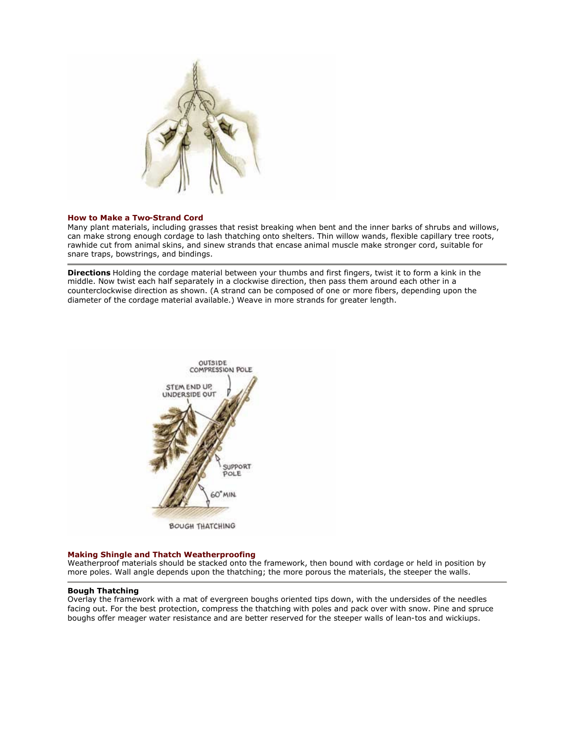### How to Make a Two-Strand Cord

Many plant materials, including grasses that resist breaking when bent and the inner barks of shrubs and willows, can make strong enough cordage to lash thatching onto shelters. Thin willow wands, flexible capillary tree roots, rawhide cut from animal skins, and sinew strands that encase animal muscle make stronger cord, suitable for snare traps, bowstrings, and bindings.

**Directions** Holding the cordage material between your thumbs and first fingers, twist it to form a kink in the middle. Now twist each half separately in a clockwise direction, then pass them around each other in a counterclockwise direction as shown. (A strand can be composed of one or more fibers, depending upon the diameter of the cordage material available.) Weave in more strands for greater length.

### Making Shingle and Thatch Weatherproofing

Weatherproof materials should be stacked onto the framework, then bound with cordage or held in position by more poles. Wall angle depends upon the thatching; the more porous the materials, the steeper the walls.

**Bough Thatching**

Overlay the framework with a mat of evergreen boughs oriented tips down, with the undersides of the needles facing out. For the best protection, compress the thatching with poles and pack over with snow. Pine and spruce boughs offer meager water resistance and are better reserved for the steeper walls of lean-tos and wickiups.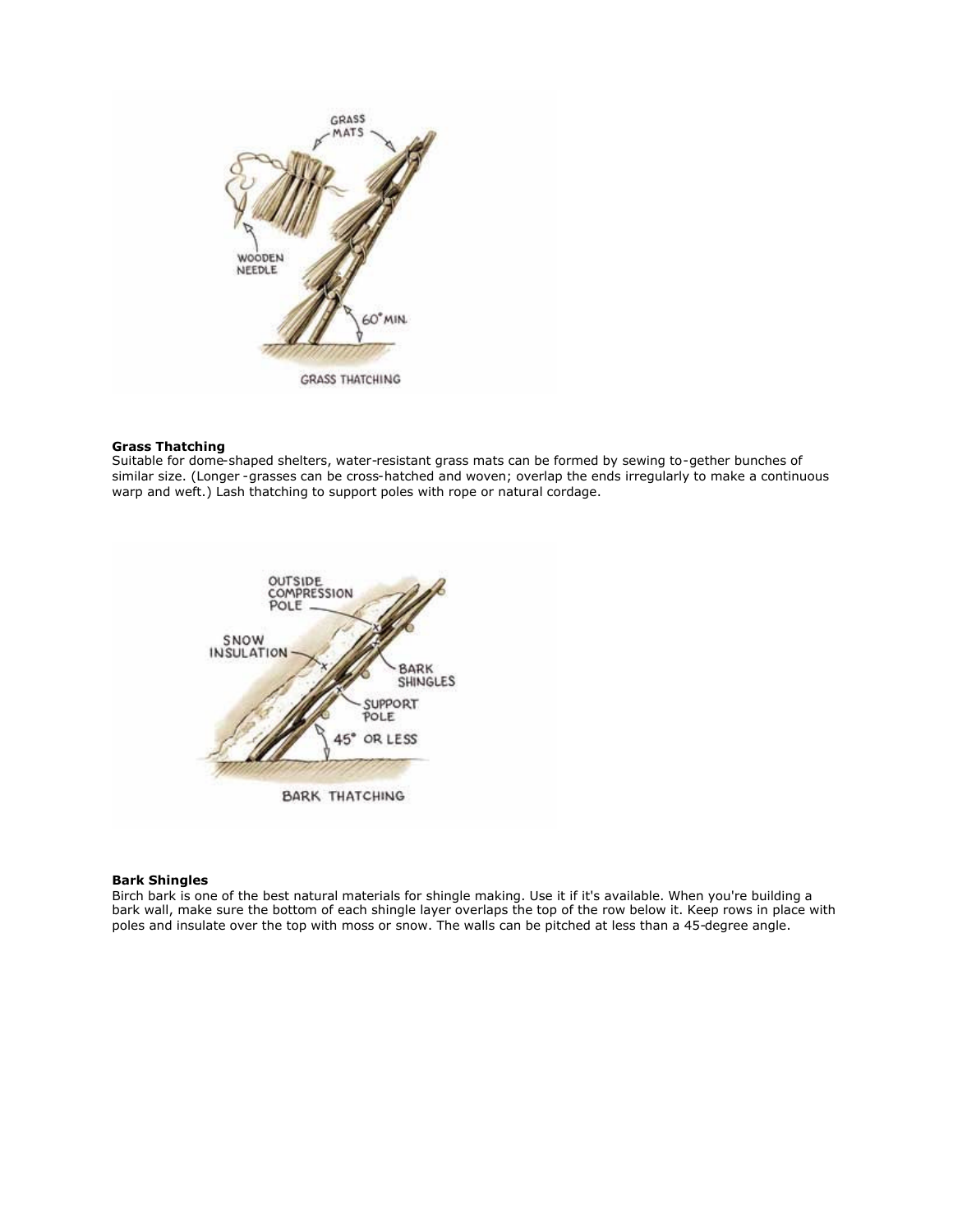**Grass Thatching**

Suitable for dome-shaped shelters, water-resistant grass mats can be formed by sewing to-gether bunches of similar size. (Longer -grasses can be cross-hatched and woven; overlap the ends irregularly to make a continuous warp and weft.) Lash thatching to support poles with rope or natural cordage.

**Bark Shingles**

Birch bark is one of the best natural materials for shingle making. Use it if it's available. When you're building a bark wall, make sure the bottom of each shingle layer overlaps the top of the row below it. Keep rows in place with poles and insulate over the top with moss or snow. The walls can be pitched at less than a 45-degree angle.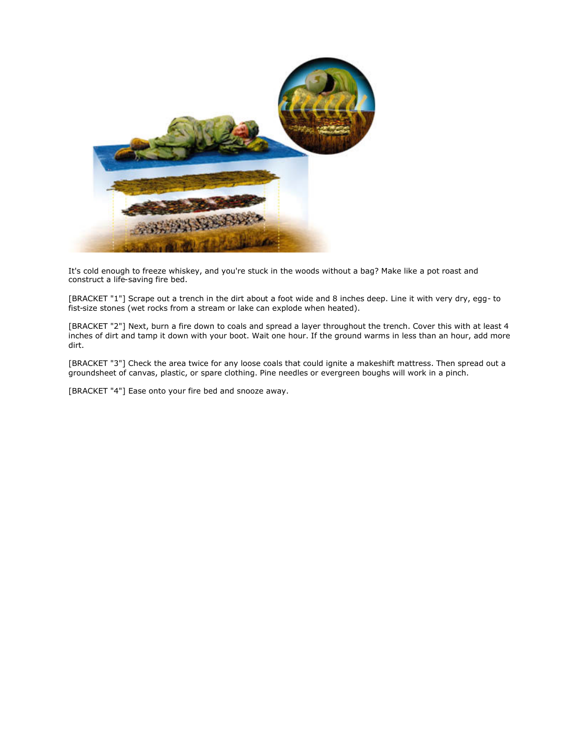It's cold enough to freeze whiskey, and you're stuck in the woods without a bag? Make like a pot roast and construct a life-saving fire bed.

[BRACKET "1"] Scrape out a trench in the dirt about a foot wide and 8 inches deep. Line it with very dry, egg- to fist-size stones (wet rocks from a stream or lake can explode when heated).

[BRACKET "2"] Next, burn a fire down to coals and spread a layer throughout the trench. Cover this with at least 4 inches of dirt and tamp it down with your boot. Wait one hour. If the ground warms in less than an hour, add more dirt.

[BRACKET "3"] Check the area twice for any loose coals that could ignite a makeshift mattress. Then spread out a groundsheet of canvas, plastic, or spare clothing. Pine needles or evergreen boughs will work in a pinch.

[BRACKET "4"] Ease onto your fire bed and snooze away.